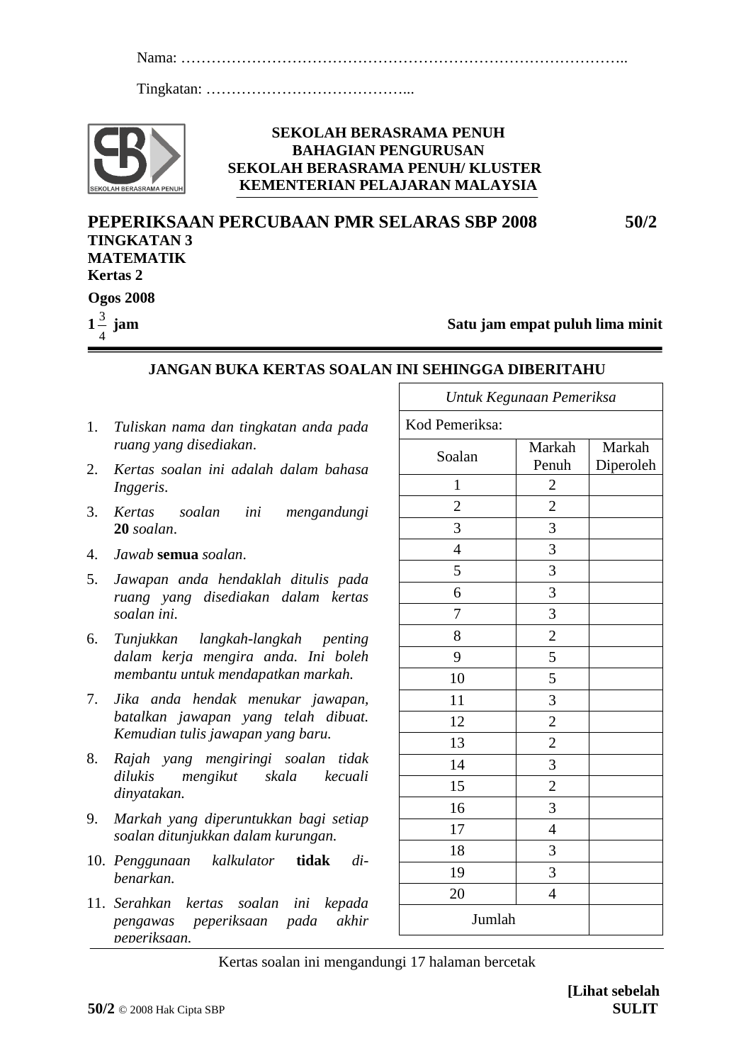Nama: ……………………………………………………………………………..

Tingkatan: …………………………………...

**SEKOLAH BERASRAMA PENUH**
**BAHAGIAN PENGURUSAN**
**SEKOLAH BERASRAMA PENUH/ KLUSTER**
**KEMENTERIAN PELAJARAN MALAYSIA**

# PEPERIKSAAN PERCUBAAN PMR SELARAS SBP 2008 — 50/2

**TINGKATAN 3**
**MATEMATIK**
**Kertas 2**

**Ogos 2008**

**$1\frac{3}{4}$ jam** — **Satu jam empat puluh lima minit**

**JANGAN BUKA KERTAS SOALAN INI SEHINGGA DIBERITAHU**

1. *Tuliskan nama dan tingkatan anda pada ruang yang disediakan*.
2. *Kertas soalan ini adalah dalam bahasa Inggeris*.
3. *Kertas soalan ini mengandungi* **20** *soalan*.
4. *Jawab* **semua** *soalan*.
5. *Jawapan anda hendaklah ditulis pada ruang yang disediakan dalam kertas soalan ini.*
6. *Tunjukkan langkah-langkah penting dalam kerja mengira anda. Ini boleh membantu untuk mendapatkan markah.*
7. *Jika anda hendak menukar jawapan, batalkan jawapan yang telah dibuat. Kemudian tulis jawapan yang baru.*
8. *Rajah yang mengiringi soalan tidak dilukis mengikut skala kecuali dinyatakan.*
9. *Markah yang diperuntukkan bagi setiap soalan ditunjukkan dalam kurungan.*
10. *Penggunaan kalkulator* **tidak** *dibenarkan.*
11. *Serahkan kertas soalan ini kepada pengawas peperiksaan pada akhir peperiksaan.*

| *Untuk Kegunaan Pemeriksa* | | |
|---|---|---|
| Kod Pemeriksa: | | |
| Soalan | Markah Penuh | Markah Diperoleh |
| 1 | 2 | |
| 2 | 2 | |
| 3 | 3 | |
| 4 | 3 | |
| 5 | 3 | |
| 6 | 3 | |
| 7 | 3 | |
| 8 | 2 | |
| 9 | 5 | |
| 10 | 5 | |
| 11 | 3 | |
| 12 | 2 | |
| 13 | 2 | |
| 14 | 3 | |
| 15 | 2 | |
| 16 | 3 | |
| 17 | 4 | |
| 18 | 3 | |
| 19 | 3 | |
| 20 | 4 | |
| Jumlah | | |

Kertas soalan ini mengandungi 17 halaman bercetak

**[Lihat sebelah**
**SULIT**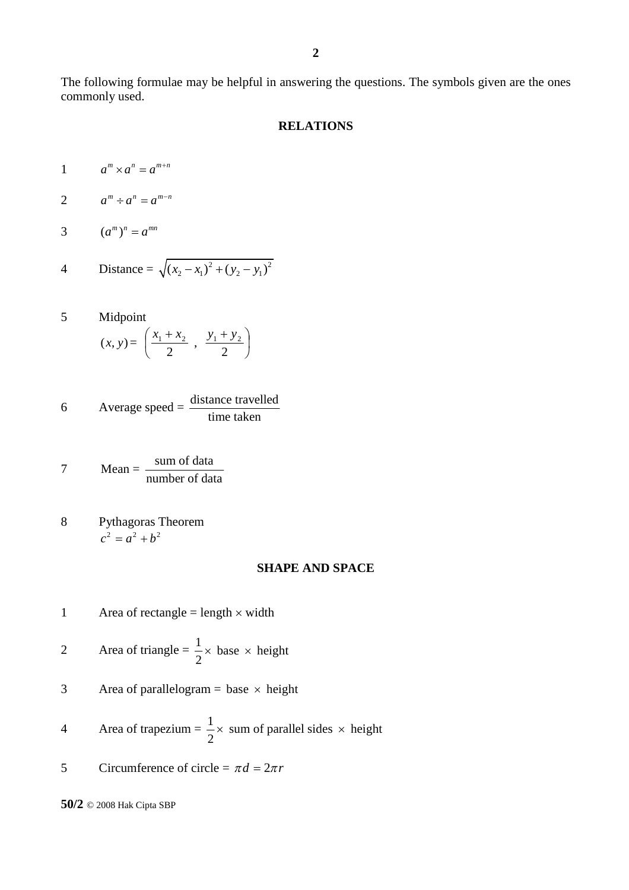The following formulae may be helpful in answering the questions. The symbols given are the ones commonly used.

## RELATIONS

1. $a^m \times a^n = a^{m+n}$

2. $a^m \div a^n = a^{m-n}$

3. $(a^m)^n = a^{mn}$

4. Distance = $\sqrt{(x_2 - x_1)^2 + (y_2 - y_1)^2}$

5. Midpoint
   $(x, y) = \left( \dfrac{x_1 + x_2}{2} \ , \ \dfrac{y_1 + y_2}{2} \right)$

6. Average speed = $\dfrac{\text{distance travelled}}{\text{time taken}}$

7. Mean = $\dfrac{\text{sum of data}}{\text{number of data}}$

8. Pythagoras Theorem
   $c^2 = a^2 + b^2$

## SHAPE AND SPACE

1. Area of rectangle = length $\times$ width

2. Area of triangle = $\dfrac{1}{2} \times$ base $\times$ height

3. Area of parallelogram = base $\times$ height

4. Area of trapezium = $\dfrac{1}{2} \times$ sum of parallel sides $\times$ height

5. Circumference of circle = $\pi d = 2\pi r$

**50/2** © 2008 Hak Cipta SBP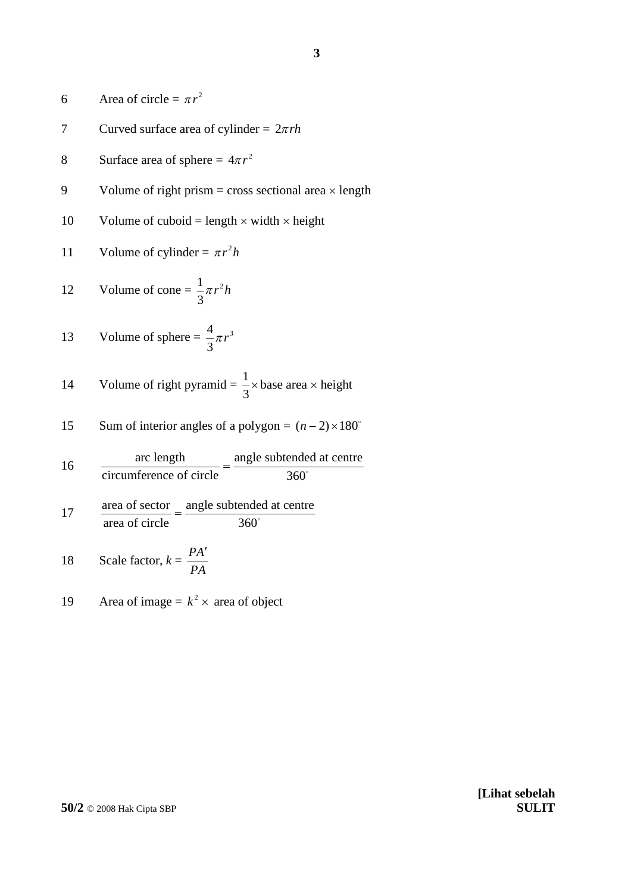6 Area of circle = $\pi r^2$

7 Curved surface area of cylinder = $2\pi rh$

8 Surface area of sphere = $4\pi r^2$

9 Volume of right prism = cross sectional area $\times$ length

10 Volume of cuboid = length $\times$ width $\times$ height

11 Volume of cylinder = $\pi r^2 h$

12 Volume of cone = $\frac{1}{3}\pi r^2 h$

13 Volume of sphere = $\frac{4}{3}\pi r^3$

14 Volume of right pyramid = $\frac{1}{3} \times$ base area $\times$ height

15 Sum of interior angles of a polygon = $(n-2) \times 180^\circ$

16 $\dfrac{\text{arc length}}{\text{circumference of circle}} = \dfrac{\text{angle subtended at centre}}{360^\circ}$

17 $\dfrac{\text{area of sector}}{\text{area of circle}} = \dfrac{\text{angle subtended at centre}}{360^\circ}$

18 Scale factor, $k = \dfrac{PA'}{PA}$

19 Area of image = $k^2 \times$ area of object

**50/2** © 2008 Hak Cipta SBP

**[Lihat sebelah**
**SULIT**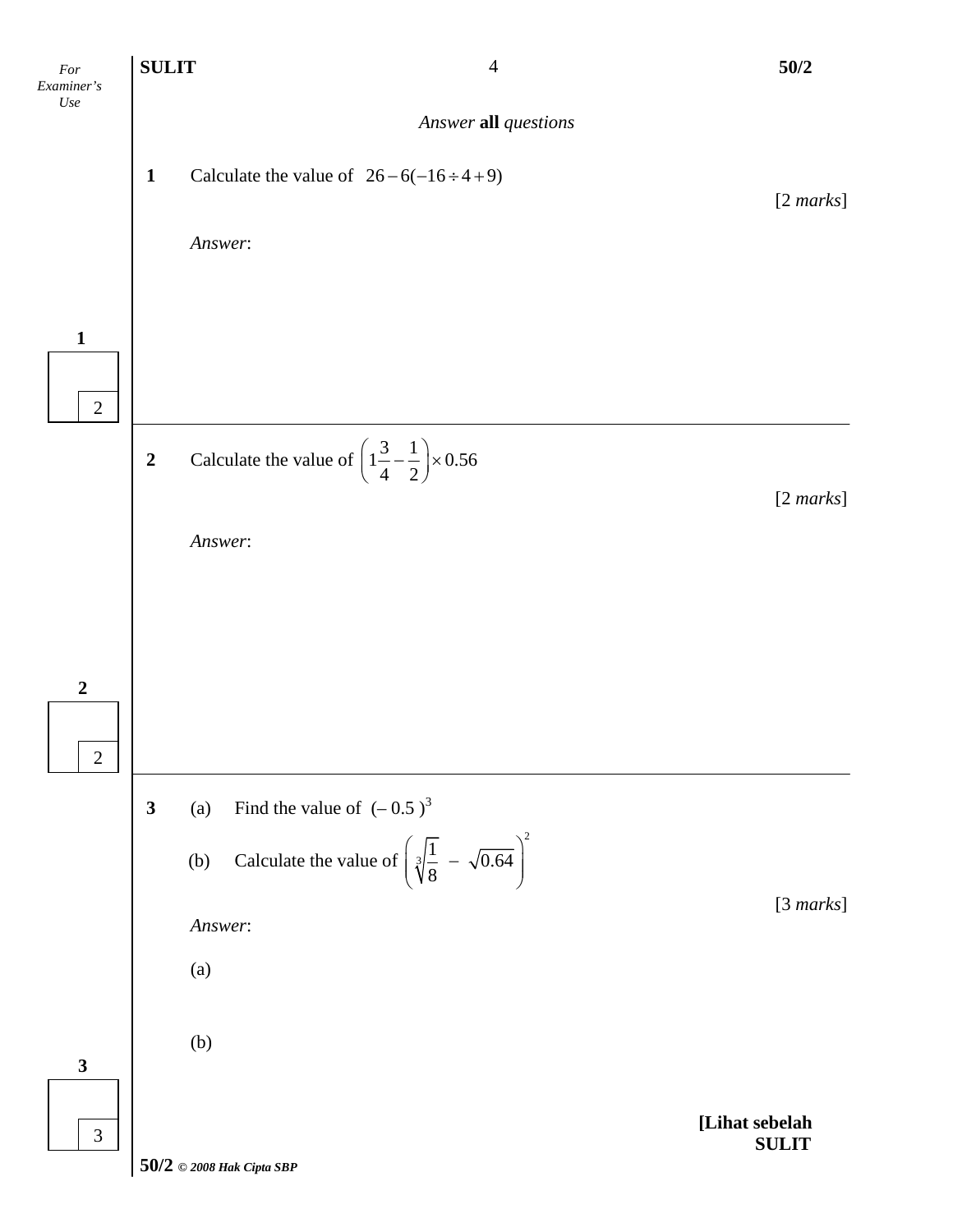*Answer* **all** *questions*

**1** Calculate the value of $26 - 6(-16 \div 4 + 9)$

[2 *marks*]

*Answer*:

**2** Calculate the value of $\left(1\frac{3}{4} - \frac{1}{2}\right) \times 0.56$

[2 *marks*]

*Answer*:

**3** (a) Find the value of $(-0.5)^3$

(b) Calculate the value of $\left(\sqrt[3]{\frac{1}{8}} - \sqrt{0.64}\right)^2$

[3 *marks*]

*Answer*:

(a)

(b)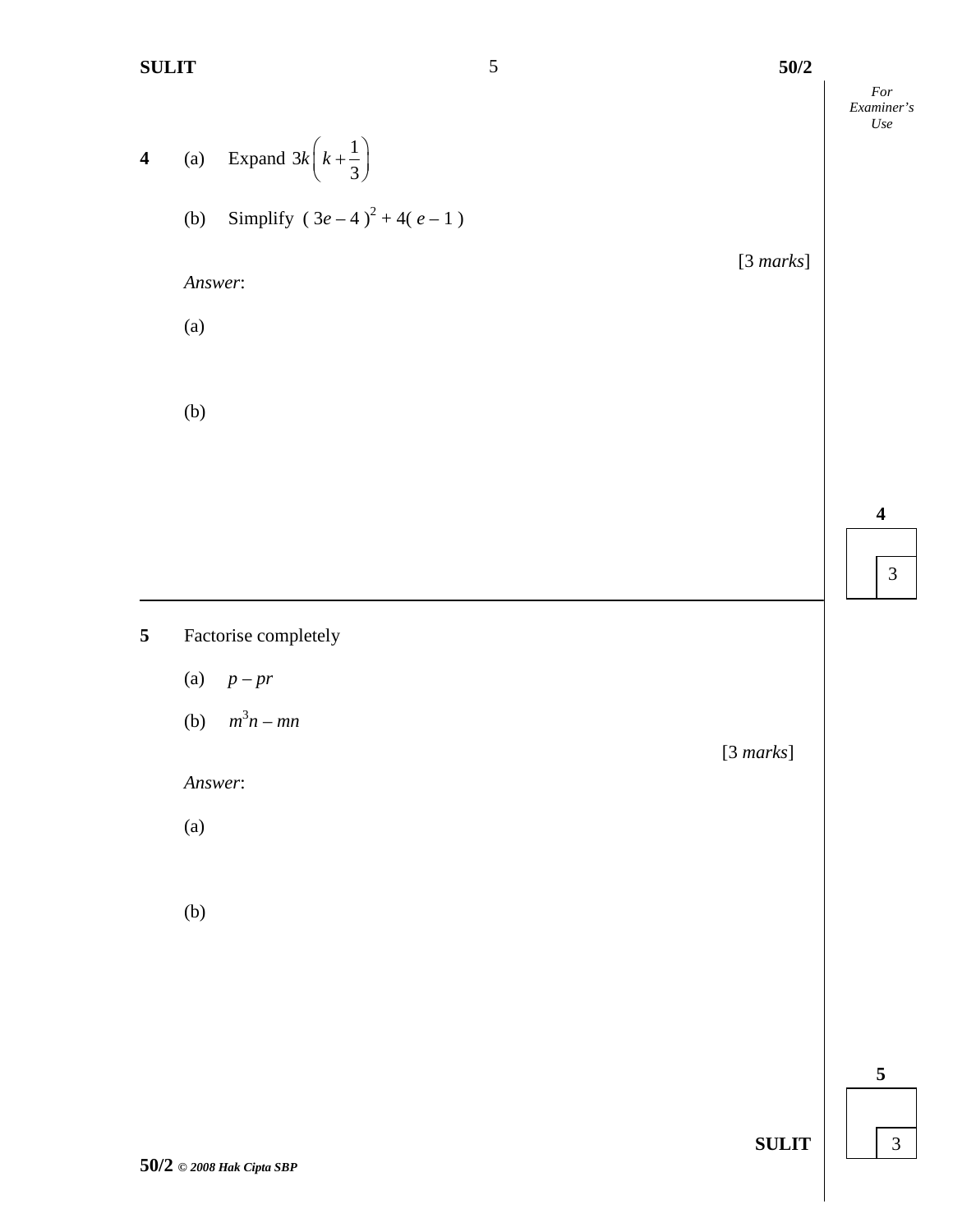**4** (a) Expand $3k\left(k + \frac{1}{3}\right)$

(b) Simplify $(3e - 4)^2 + 4(e - 1)$

[3 *marks*]

*Answer*:

(a)

(b)

---

**5** Factorise completely

(a) $p - pr$

(b) $m^3n - mn$

[3 *marks*]

*Answer*:

(a)

(b)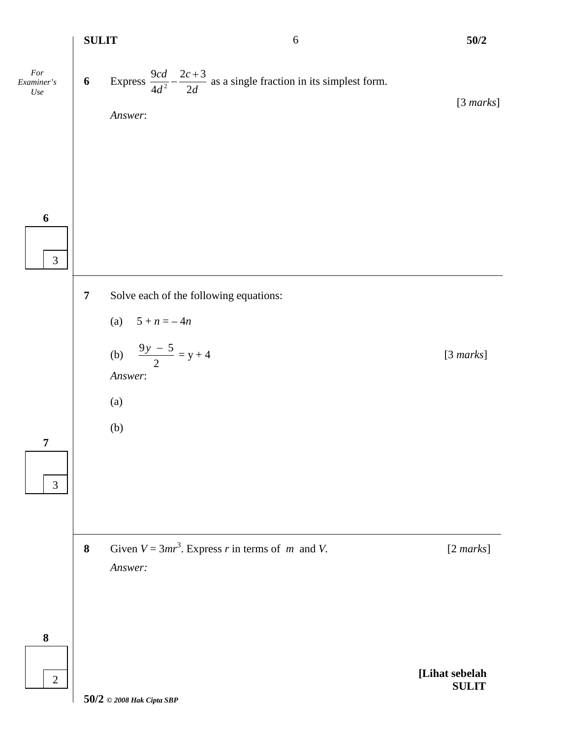**6** Express $\frac{9cd}{4d^2} - \frac{2c+3}{2d}$ as a single fraction in its simplest form.

[3 *marks*]

*Answer*:

**7** Solve each of the following equations:

(a) $5 + n = -4n$

(b) $\frac{9y - 5}{2} = y + 4$ [3 *marks*]

*Answer*:

(a)

(b)

**8** Given $V = 3mr^3$. Express $r$ in terms of $m$ and $V$. [2 *marks*]

*Answer:*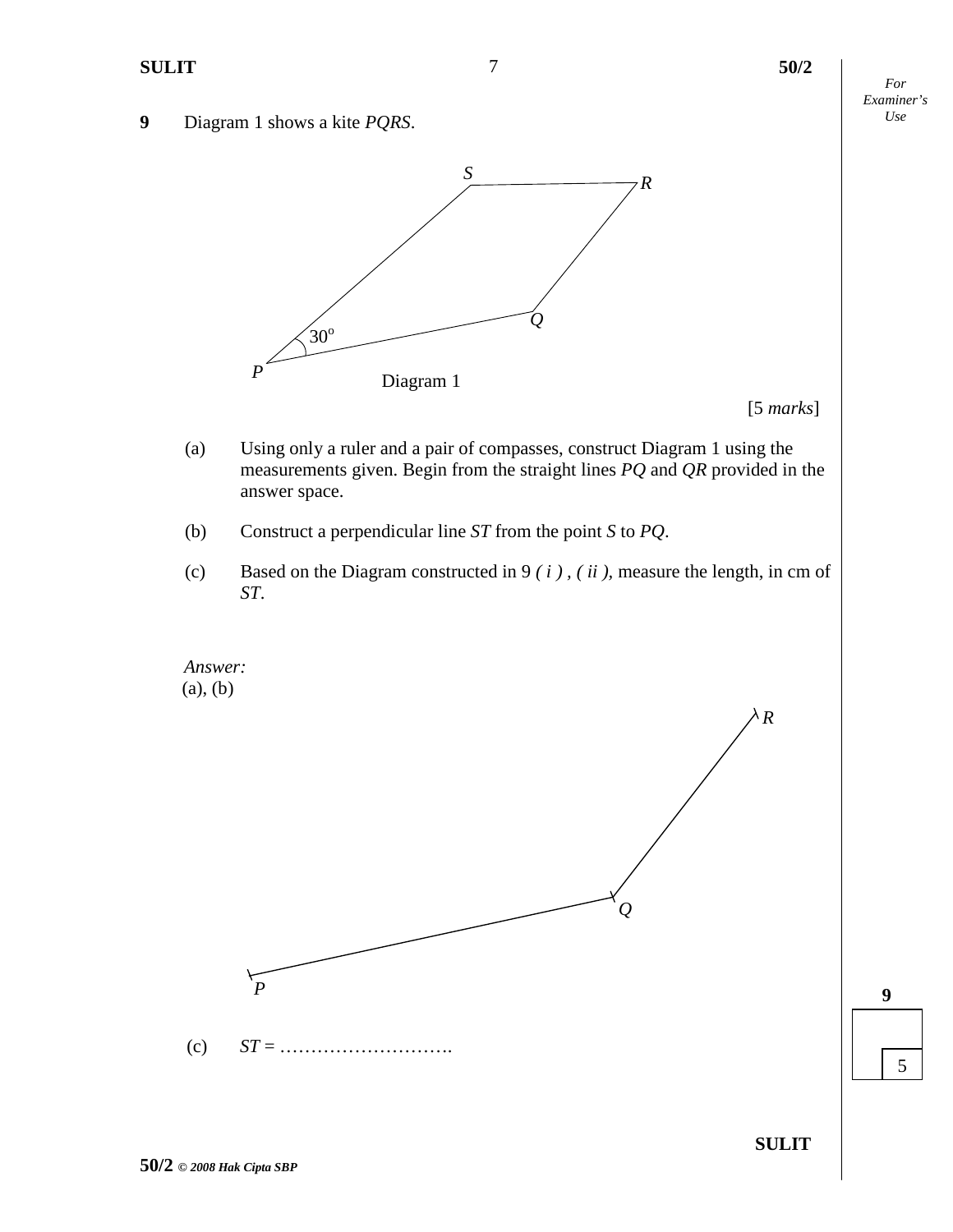**9** Diagram 1 shows a kite *PQRS*.

Diagram 1

[5 *marks*]

(a) Using only a ruler and a pair of compasses, construct Diagram 1 using the measurements given. Begin from the straight lines *PQ* and *QR* provided in the answer space.

(b) Construct a perpendicular line *ST* from the point *S* to *PQ*.

(c) Based on the Diagram constructed in 9 *( i )* , *( ii )*, measure the length, in cm of *ST*.

*Answer:*

(a), (b)

(c) *ST* = ……………………….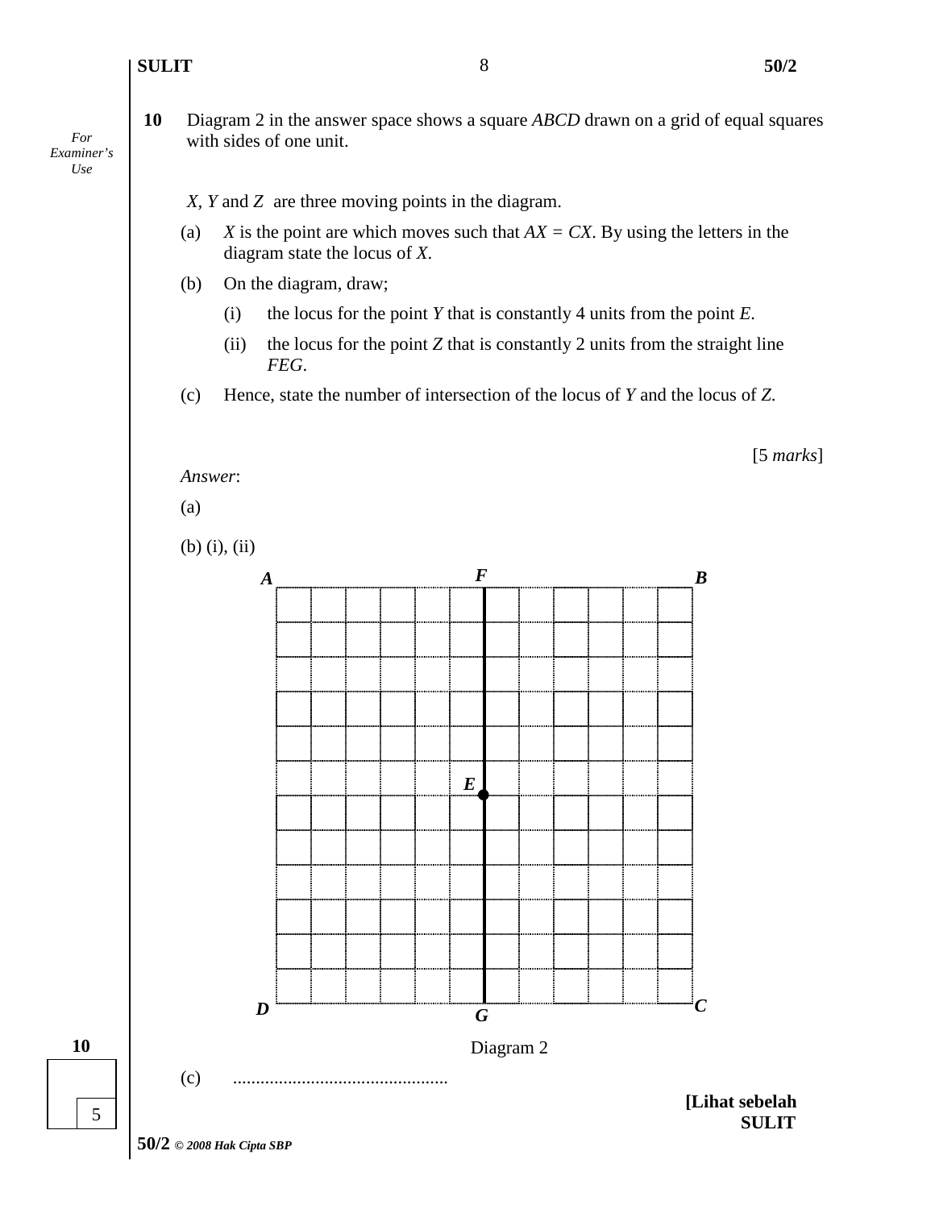**10** Diagram 2 in the answer space shows a square *ABCD* drawn on a grid of equal squares with sides of one unit.

*X, Y* and *Z* are three moving points in the diagram.

(a) *X* is the point are which moves such that $AX = CX$. By using the letters in the diagram state the locus of *X*.

(b) On the diagram, draw;

(i) the locus for the point *Y* that is constantly 4 units from the point *E*.

(ii) the locus for the point *Z* that is constantly 2 units from the straight line *FEG*.

(c) Hence, state the number of intersection of the locus of *Y* and the locus of *Z*.

[5 *marks*]

*Answer*:

(a)

(b) (i), (ii)

Diagram 2

(c) ..............................................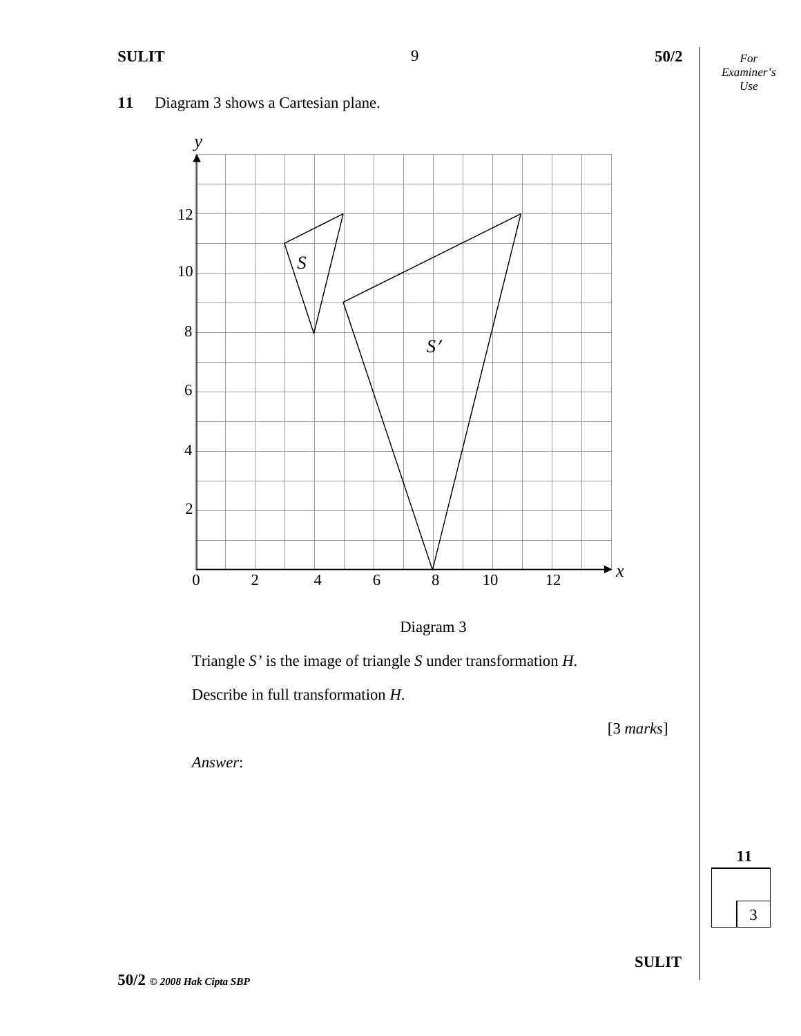**11** Diagram 3 shows a Cartesian plane.

Diagram 3

Triangle *S'* is the image of triangle *S* under transformation *H*.

Describe in full transformation *H*.

[3 *marks*]

*Answer*: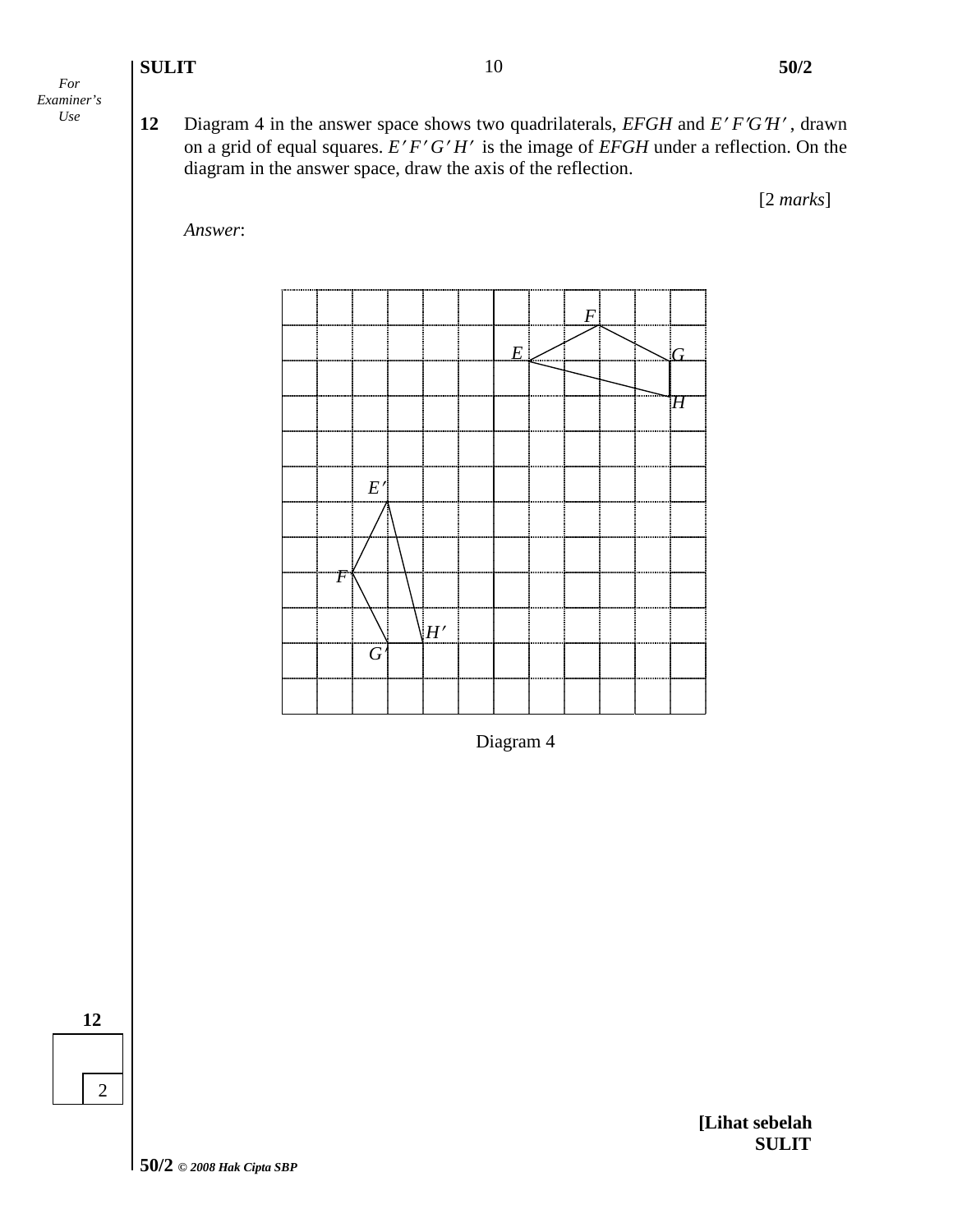**12** Diagram 4 in the answer space shows two quadrilaterals, *EFGH* and $E'F'G'H'$, drawn on a grid of equal squares. $E'F'G'H'$ is the image of *EFGH* under a reflection. On the diagram in the answer space, draw the axis of the reflection.

[2 *marks*]

*Answer*:

Diagram 4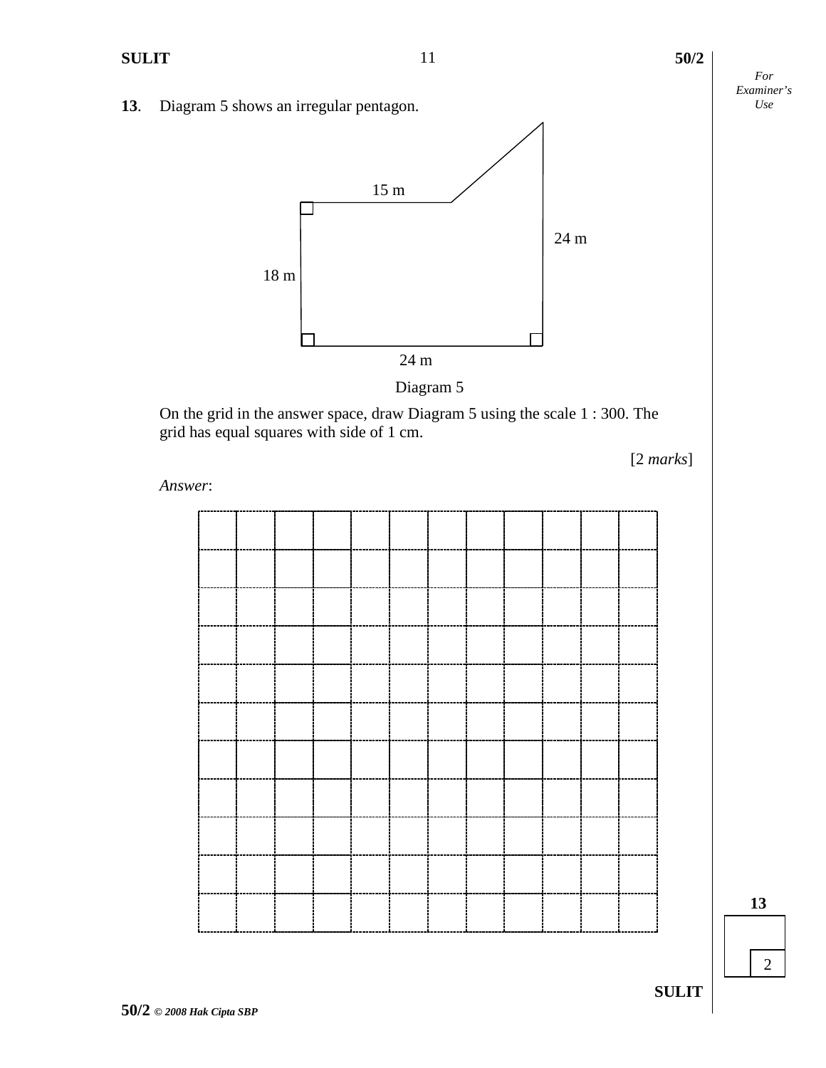**13**. Diagram 5 shows an irregular pentagon.

15 m

24 m

18 m

24 m

Diagram 5

On the grid in the answer space, draw Diagram 5 using the scale 1 : 300. The grid has equal squares with side of 1 cm.

[2 *marks*]

*Answer*: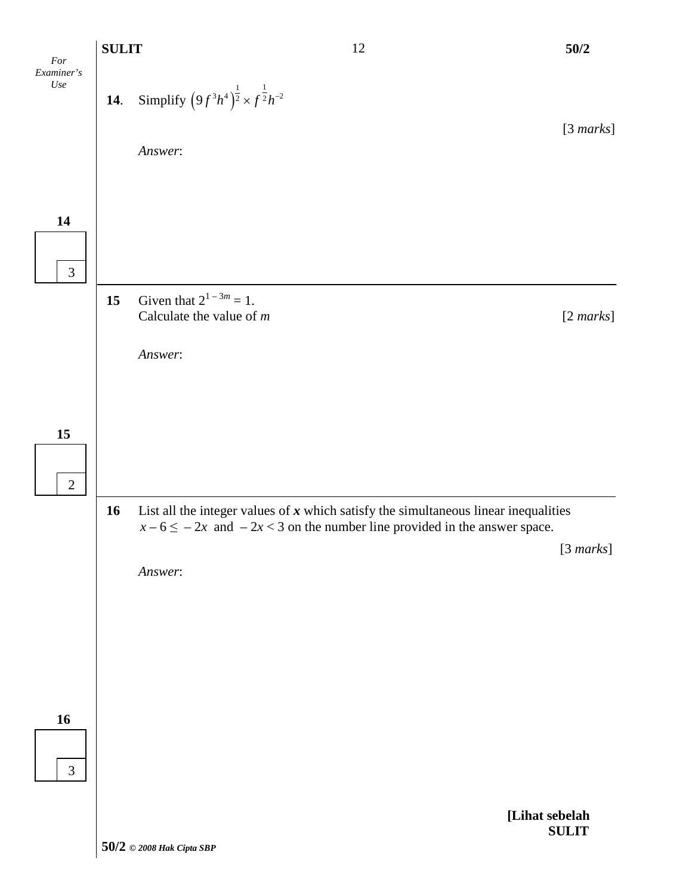**14.** Simplify $\left(9f^{3}h^{4}\right)^{\frac{1}{2}} \times f^{\frac{1}{2}}h^{-2}$

[3 *marks*]

*Answer*:

**15** Given that $2^{1-3m} = 1$.
Calculate the value of $m$

[2 *marks*]

*Answer*:

**16** List all the integer values of $x$ which satisfy the simultaneous linear inequalities $x - 6 \leq -2x$ and $-2x < 3$ on the number line provided in the answer space.

[3 *marks*]

*Answer*: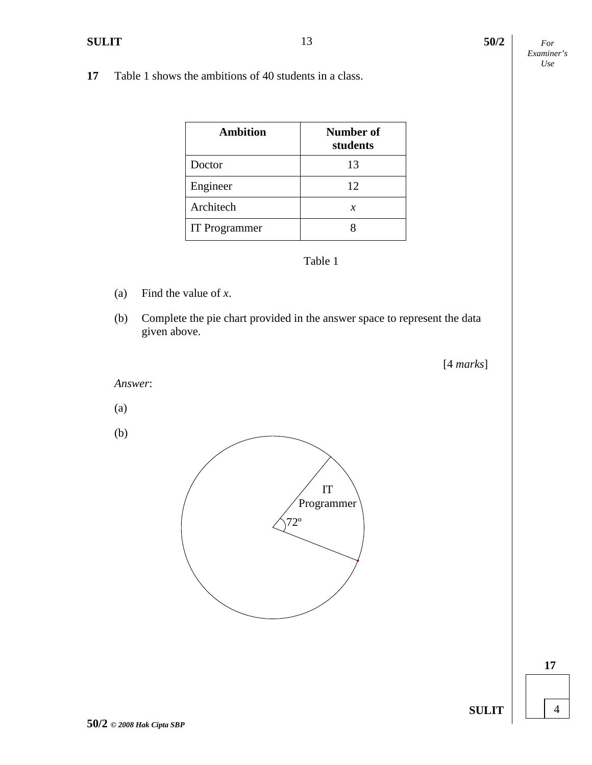**17** Table 1 shows the ambitions of 40 students in a class.

| **Ambition** | **Number of students** |
| --- | --- |
| Doctor | 13 |
| Engineer | 12 |
| Architech | $x$ |
| IT Programmer | 8 |

Table 1

(a) Find the value of $x$.

(b) Complete the pie chart provided in the answer space to represent the data given above.

[4 *marks*]

*Answer*:

(a)

(b)

IT Programmer

$72^{\circ}$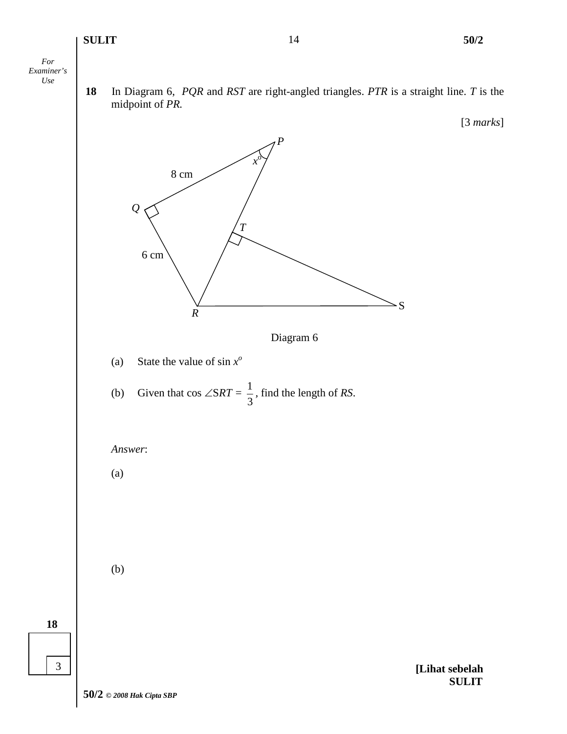**18** In Diagram 6, *PQR* and *RST* are right-angled triangles. *PTR* is a straight line. *T* is the midpoint of *PR.*

[3 *marks*]

Diagram 6

(a) State the value of $\sin x^o$

(b) Given that $\cos \angle SRT = \dfrac{1}{3}$, find the length of *RS*.

*Answer*:

(a)

(b)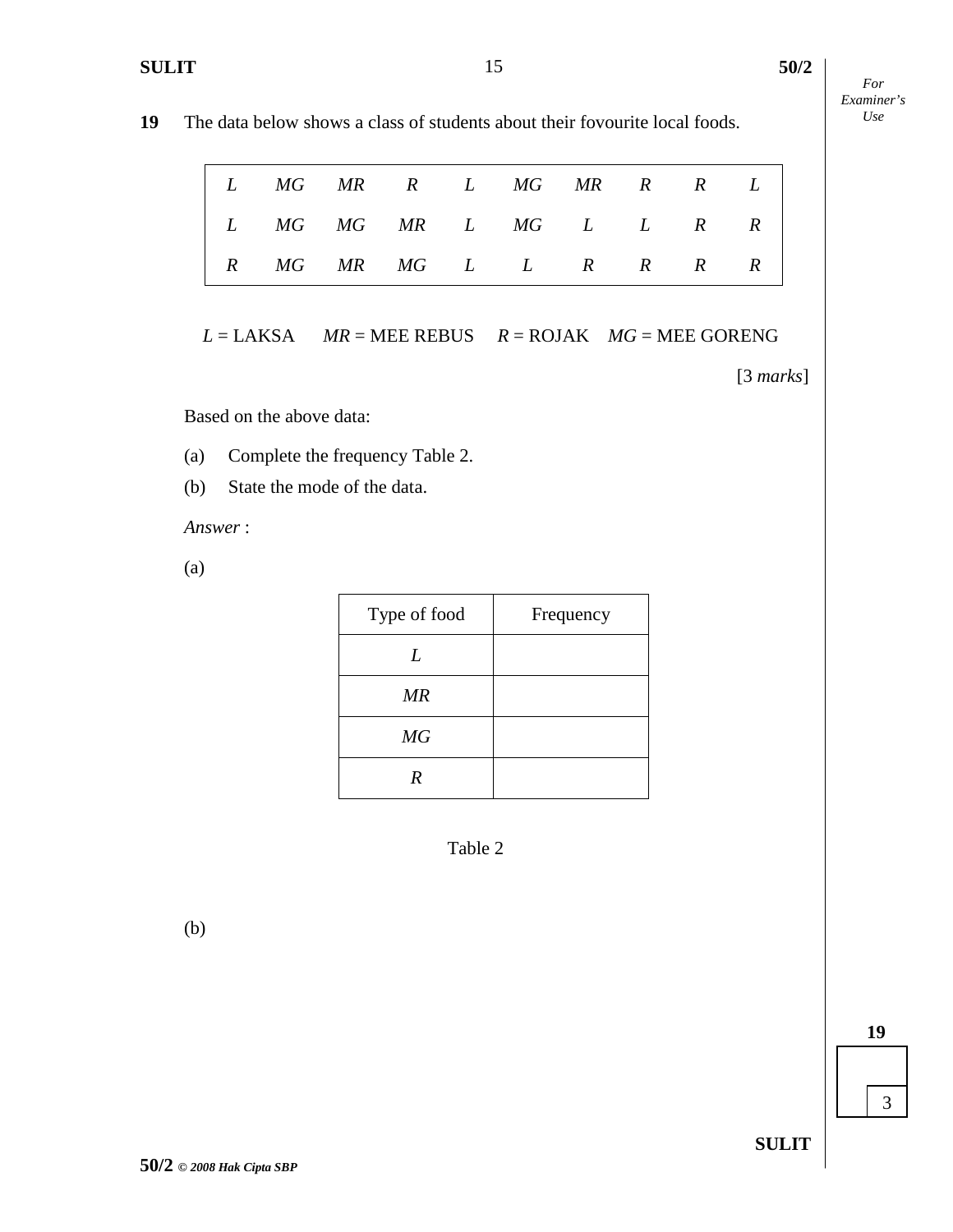**19** The data below shows a class of students about their fovourite local foods.

| | | | | | | | | | |
|---|---|---|---|---|---|---|---|---|---|
| *L* | *MG* | *MR* | *R* | *L* | *MG* | *MR* | *R* | *R* | *L* |
| *L* | *MG* | *MG* | *MR* | *L* | *MG* | *L* | *L* | *R* | *R* |
| *R* | *MG* | *MR* | *MG* | *L* | *L* | *R* | *R* | *R* | *R* |

*L* = LAKSA *MR* = MEE REBUS *R* = ROJAK *MG* = MEE GORENG

[3 *marks*]

Based on the above data:

(a) Complete the frequency Table 2.

(b) State the mode of the data.

*Answer* :

(a)

| Type of food | Frequency |
|---|---|
| *L* | |
| *MR* | |
| *MG* | |
| *R* | |

Table 2

(b)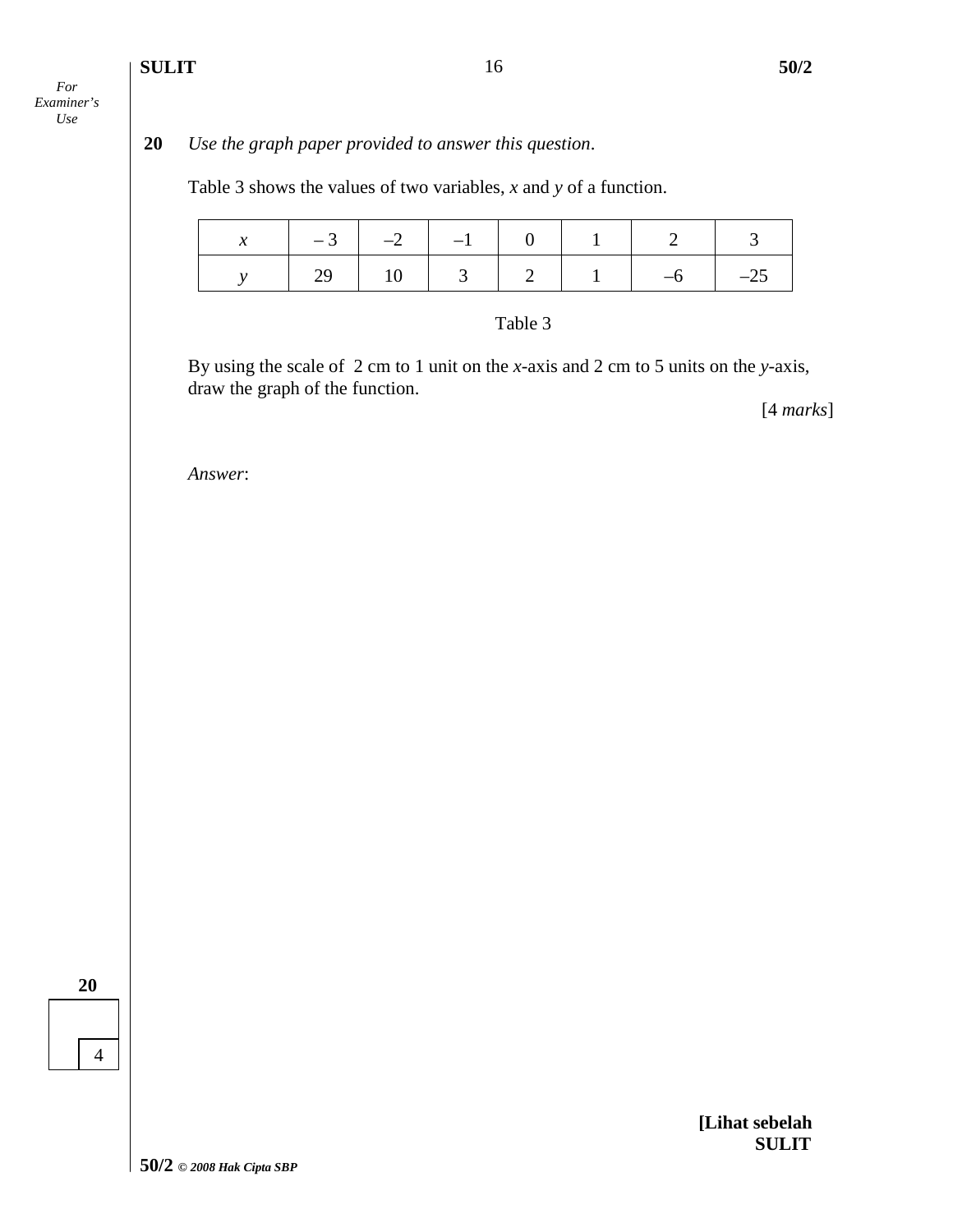**20** *Use the graph paper provided to answer this question*.

Table 3 shows the values of two variables, $x$ and $y$ of a function.

| $x$ | $-3$ | $-2$ | $-1$ | 0 | 1 | 2 | 3 |
|---|---|---|---|---|---|---|---|
| $y$ | 29 | 10 | 3 | 2 | 1 | $-6$ | $-25$ |

Table 3

By using the scale of 2 cm to 1 unit on the $x$-axis and 2 cm to 5 units on the $y$-axis, draw the graph of the function.

[4 *marks*]

*Answer*: